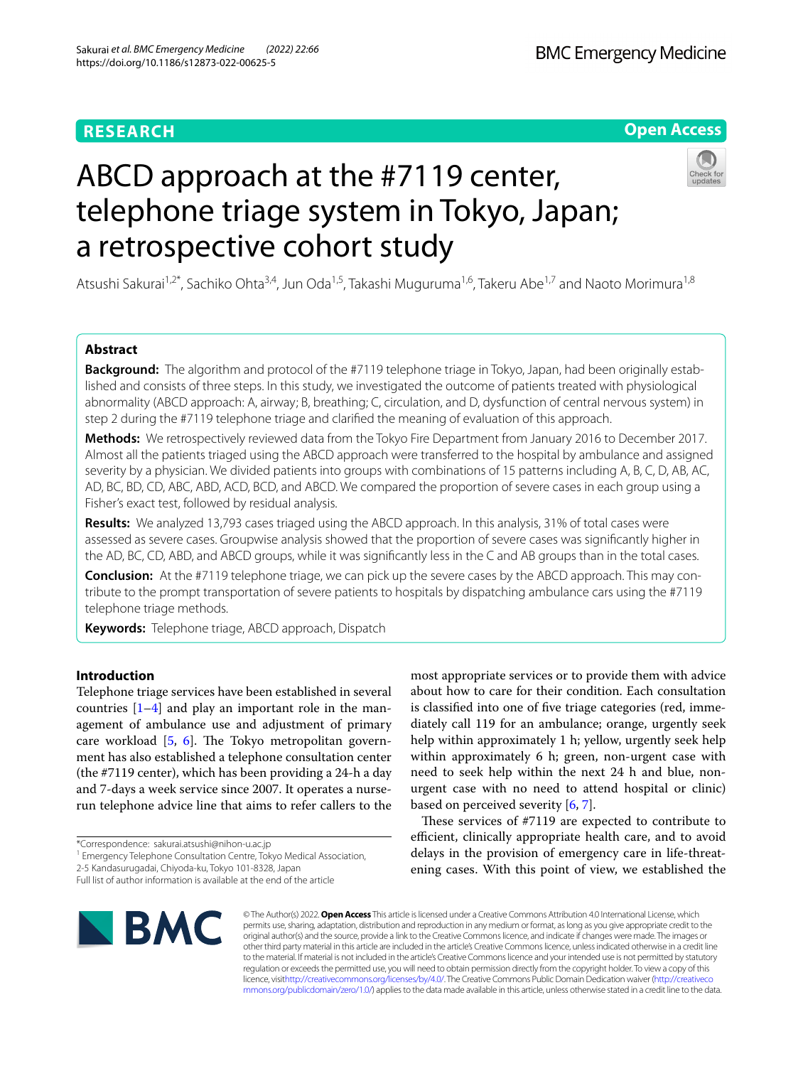RESEARCH

Open Access

# ABCD approach at the #7119 center, telephone triage system in Tokyo, Japan; a retrospective cohort study

Atsushi Sakurai[1,2*], Sachiko Ohta[3,4], Jun Oda[1,5], Takashi Muguruma[1,6], Takeru Abe[1,7] and Naoto Morimura[1,8]

## Abstract

**Background:** The algorithm and protocol of the #7119 telephone triage in Tokyo, Japan, had been originally established and consists of three steps. In this study, we investigated the outcome of patients treated with physiological abnormality (ABCD approach: A, airway; B, breathing; C, circulation, and D, dysfunction of central nervous system) in step 2 during the #7119 telephone triage and clarified the meaning of evaluation of this approach.

**Methods:** We retrospectively reviewed data from the Tokyo Fire Department from January 2016 to December 2017. Almost all the patients triaged using the ABCD approach were transferred to the hospital by ambulance and assigned severity by a physician. We divided patients into groups with combinations of 15 patterns including A, B, C, D, AB, AC, AD, BC, BD, CD, ABC, ABD, ACD, BCD, and ABCD. We compared the proportion of severe cases in each group using a Fisher's exact test, followed by residual analysis.

**Results:** We analyzed 13,793 cases triaged using the ABCD approach. In this analysis, 31% of total cases were assessed as severe cases. Groupwise analysis showed that the proportion of severe cases was significantly higher in the AD, BC, CD, ABD, and ABCD groups, while it was significantly less in the C and AB groups than in the total cases.

**Conclusion:** At the #7119 telephone triage, we can pick up the severe cases by the ABCD approach. This may contribute to the prompt transportation of severe patients to hospitals by dispatching ambulance cars using the #7119 telephone triage methods.

**Keywords:** Telephone triage, ABCD approach, Dispatch

## Introduction

Telephone triage services have been established in several countries [1–4] and play an important role in the management of ambulance use and adjustment of primary care workload [5, 6]. The Tokyo metropolitan government has also established a telephone consultation center (the #7119 center), which has been providing a 24-h a day and 7-days a week service since 2007. It operates a nurse-run telephone advice line that aims to refer callers to the most appropriate services or to provide them with advice about how to care for their condition. Each consultation is classified into one of five triage categories (red, immediately call 119 for an ambulance; orange, urgently seek help within approximately 1 h; yellow, urgently seek help within approximately 6 h; green, non-urgent case with need to seek help within the next 24 h and blue, non-urgent case with no need to attend hospital or clinic) based on perceived severity [6, 7].

These services of #7119 are expected to contribute to efficient, clinically appropriate health care, and to avoid delays in the provision of emergency care in life-threatening cases. With this point of view, we established the

*Correspondence: sakurai.atsushi@nihon-u.ac.jp

[1] Emergency Telephone Consultation Centre, Tokyo Medical Association, 2-5 Kandasurugadai, Chiyoda-ku, Tokyo 101-8328, Japan

Full list of author information is available at the end of the article

© The Author(s) 2022. **Open Access** This article is licensed under a Creative Commons Attribution 4.0 International License, which permits use, sharing, adaptation, distribution and reproduction in any medium or format, as long as you give appropriate credit to the original author(s) and the source, provide a link to the Creative Commons licence, and indicate if changes were made. The images or other third party material in this article are included in the article's Creative Commons licence, unless indicated otherwise in a credit line to the material. If material is not included in the article's Creative Commons licence and your intended use is not permitted by statutory regulation or exceeds the permitted use, you will need to obtain permission directly from the copyright holder. To view a copy of this licence, visit http://creativecommons.org/licenses/by/4.0/. The Creative Commons Public Domain Dedication waiver (http://creativecommons.org/publicdomain/zero/1.0/) applies to the data made available in this article, unless otherwise stated in a credit line to the data.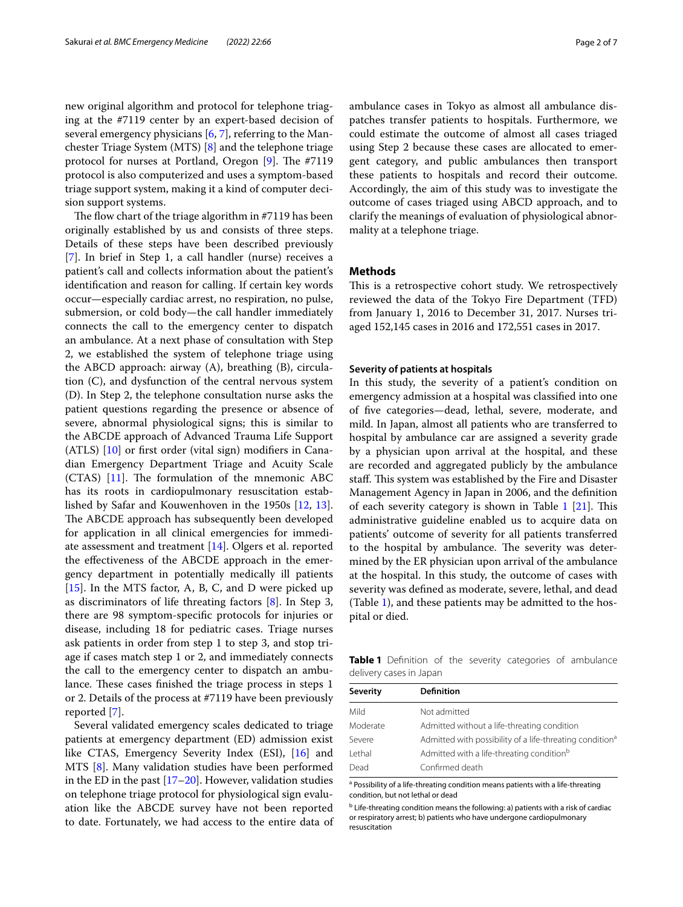new original algorithm and protocol for telephone triaging at the #7119 center by an expert-based decision of several emergency physicians [6, 7], referring to the Manchester Triage System (MTS) [8] and the telephone triage protocol for nurses at Portland, Oregon [9]. The #7119 protocol is also computerized and uses a symptom-based triage support system, making it a kind of computer decision support systems.

The flow chart of the triage algorithm in #7119 has been originally established by us and consists of three steps. Details of these steps have been described previously [7]. In brief in Step 1, a call handler (nurse) receives a patient's call and collects information about the patient's identification and reason for calling. If certain key words occur—especially cardiac arrest, no respiration, no pulse, submersion, or cold body—the call handler immediately connects the call to the emergency center to dispatch an ambulance. At a next phase of consultation with Step 2, we established the system of telephone triage using the ABCD approach: airway (A), breathing (B), circulation (C), and dysfunction of the central nervous system (D). In Step 2, the telephone consultation nurse asks the patient questions regarding the presence or absence of severe, abnormal physiological signs; this is similar to the ABCDE approach of Advanced Trauma Life Support (ATLS) [10] or first order (vital sign) modifiers in Canadian Emergency Department Triage and Acuity Scale (CTAS) [11]. The formulation of the mnemonic ABC has its roots in cardiopulmonary resuscitation established by Safar and Kouwenhoven in the 1950s [12, 13]. The ABCDE approach has subsequently been developed for application in all clinical emergencies for immediate assessment and treatment [14]. Olgers et al. reported the effectiveness of the ABCDE approach in the emergency department in potentially medically ill patients [15]. In the MTS factor, A, B, C, and D were picked up as discriminators of life threating factors [8]. In Step 3, there are 98 symptom-specific protocols for injuries or disease, including 18 for pediatric cases. Triage nurses ask patients in order from step 1 to step 3, and stop triage if cases match step 1 or 2, and immediately connects the call to the emergency center to dispatch an ambulance. These cases finished the triage process in steps 1 or 2. Details of the process at #7119 have been previously reported [7].

Several validated emergency scales dedicated to triage patients at emergency department (ED) admission exist like CTAS, Emergency Severity Index (ESI), [16] and MTS [8]. Many validation studies have been performed in the ED in the past [17–20]. However, validation studies on telephone triage protocol for physiological sign evaluation like the ABCDE survey have not been reported to date. Fortunately, we had access to the entire data of ambulance cases in Tokyo as almost all ambulance dispatches transfer patients to hospitals. Furthermore, we could estimate the outcome of almost all cases triaged using Step 2 because these cases are allocated to emergent category, and public ambulances then transport these patients to hospitals and record their outcome. Accordingly, the aim of this study was to investigate the outcome of cases triaged using ABCD approach, and to clarify the meanings of evaluation of physiological abnormality at a telephone triage.

## Methods

This is a retrospective cohort study. We retrospectively reviewed the data of the Tokyo Fire Department (TFD) from January 1, 2016 to December 31, 2017. Nurses triaged 152,145 cases in 2016 and 172,551 cases in 2017.

### Severity of patients at hospitals

In this study, the severity of a patient's condition on emergency admission at a hospital was classified into one of five categories—dead, lethal, severe, moderate, and mild. In Japan, almost all patients who are transferred to hospital by ambulance car are assigned a severity grade by a physician upon arrival at the hospital, and these are recorded and aggregated publicly by the ambulance staff. This system was established by the Fire and Disaster Management Agency in Japan in 2006, and the definition of each severity category is shown in Table 1 [21]. This administrative guideline enabled us to acquire data on patients' outcome of severity for all patients transferred to the hospital by ambulance. The severity was determined by the ER physician upon arrival of the ambulance at the hospital. In this study, the outcome of cases with severity was defined as moderate, severe, lethal, and dead (Table 1), and these patients may be admitted to the hospital or died.

**Table 1** Definition of the severity categories of ambulance delivery cases in Japan

| Severity | Definition |
|---|---|
| Mild | Not admitted |
| Moderate | Admitted without a life-threating condition |
| Severe | Admitted with possibility of a life-threating condition[a] |
| Lethal | Admitted with a life-threating condition[b] |
| Dead | Confirmed death |

[a] Possibility of a life-threating condition means patients with a life-threating condition, but not lethal or dead

[b] Life-threating condition means the following: a) patients with a risk of cardiac or respiratory arrest; b) patients who have undergone cardiopulmonary resuscitation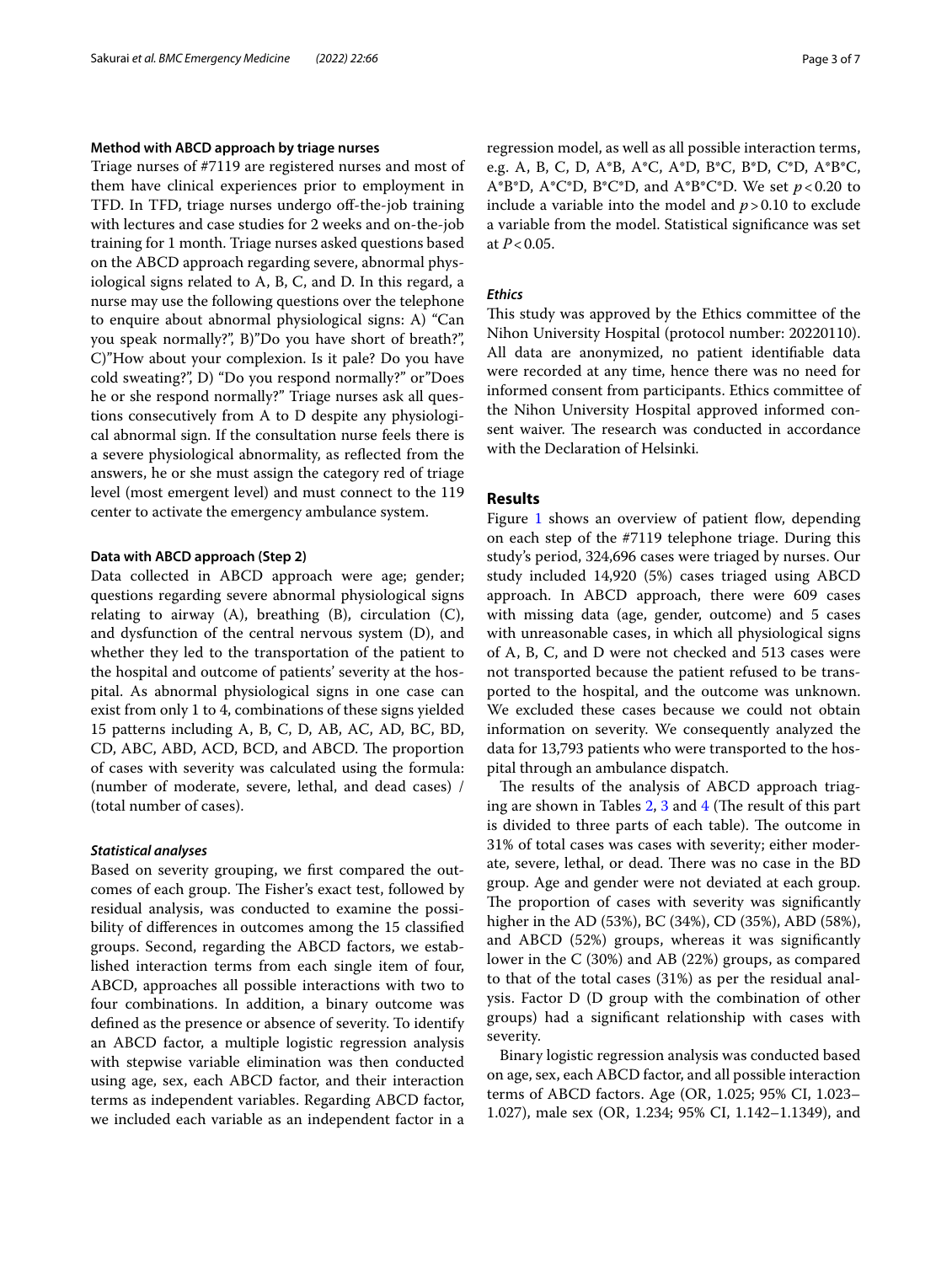### Method with ABCD approach by triage nurses

Triage nurses of #7119 are registered nurses and most of them have clinical experiences prior to employment in TFD. In TFD, triage nurses undergo off-the-job training with lectures and case studies for 2 weeks and on-the-job training for 1 month. Triage nurses asked questions based on the ABCD approach regarding severe, abnormal physiological signs related to A, B, C, and D. In this regard, a nurse may use the following questions over the telephone to enquire about abnormal physiological signs: A) "Can you speak normally?", B)"Do you have short of breath?", C)"How about your complexion. Is it pale? Do you have cold sweating?", D) "Do you respond normally?" or"Does he or she respond normally?" Triage nurses ask all questions consecutively from A to D despite any physiological abnormal sign. If the consultation nurse feels there is a severe physiological abnormality, as reflected from the answers, he or she must assign the category red of triage level (most emergent level) and must connect to the 119 center to activate the emergency ambulance system.

### Data with ABCD approach (Step 2)

Data collected in ABCD approach were age; gender; questions regarding severe abnormal physiological signs relating to airway (A), breathing (B), circulation (C), and dysfunction of the central nervous system (D), and whether they led to the transportation of the patient to the hospital and outcome of patients' severity at the hospital. As abnormal physiological signs in one case can exist from only 1 to 4, combinations of these signs yielded 15 patterns including A, B, C, D, AB, AC, AD, BC, BD, CD, ABC, ABD, ACD, BCD, and ABCD. The proportion of cases with severity was calculated using the formula: (number of moderate, severe, lethal, and dead cases) / (total number of cases).

#### *Statistical analyses*

Based on severity grouping, we first compared the outcomes of each group. The Fisher's exact test, followed by residual analysis, was conducted to examine the possibility of differences in outcomes among the 15 classified groups. Second, regarding the ABCD factors, we established interaction terms from each single item of four, ABCD, approaches all possible interactions with two to four combinations. In addition, a binary outcome was defined as the presence or absence of severity. To identify an ABCD factor, a multiple logistic regression analysis with stepwise variable elimination was then conducted using age, sex, each ABCD factor, and their interaction terms as independent variables. Regarding ABCD factor, we included each variable as an independent factor in a regression model, as well as all possible interaction terms, e.g. A, B, C, D, A*B, A*C, A*D, B*C, B*D, C*D, A*B*C, A*B*D, A*C*D, B*C*D, and A*B*C*D. We set $p < 0.20$ to include a variable into the model and $p > 0.10$ to exclude a variable from the model. Statistical significance was set at $P < 0.05$.

#### *Ethics*

This study was approved by the Ethics committee of the Nihon University Hospital (protocol number: 20220110). All data are anonymized, no patient identifiable data were recorded at any time, hence there was no need for informed consent from participants. Ethics committee of the Nihon University Hospital approved informed consent waiver. The research was conducted in accordance with the Declaration of Helsinki.

## Results

Figure 1 shows an overview of patient flow, depending on each step of the #7119 telephone triage. During this study's period, 324,696 cases were triaged by nurses. Our study included 14,920 (5%) cases triaged using ABCD approach. In ABCD approach, there were 609 cases with missing data (age, gender, outcome) and 5 cases with unreasonable cases, in which all physiological signs of A, B, C, and D were not checked and 513 cases were not transported because the patient refused to be transported to the hospital, and the outcome was unknown. We excluded these cases because we could not obtain information on severity. We consequently analyzed the data for 13,793 patients who were transported to the hospital through an ambulance dispatch.

The results of the analysis of ABCD approach triaging are shown in Tables 2, 3 and 4 (The result of this part is divided to three parts of each table). The outcome in 31% of total cases was cases with severity; either moderate, severe, lethal, or dead. There was no case in the BD group. Age and gender were not deviated at each group. The proportion of cases with severity was significantly higher in the AD (53%), BC (34%), CD (35%), ABD (58%), and ABCD (52%) groups, whereas it was significantly lower in the C (30%) and AB (22%) groups, as compared to that of the total cases (31%) as per the residual analysis. Factor D (D group with the combination of other groups) had a significant relationship with cases with severity.

Binary logistic regression analysis was conducted based on age, sex, each ABCD factor, and all possible interaction terms of ABCD factors. Age (OR, 1.025; 95% CI, 1.023–1.027), male sex (OR, 1.234; 95% CI, 1.142–1.1349), and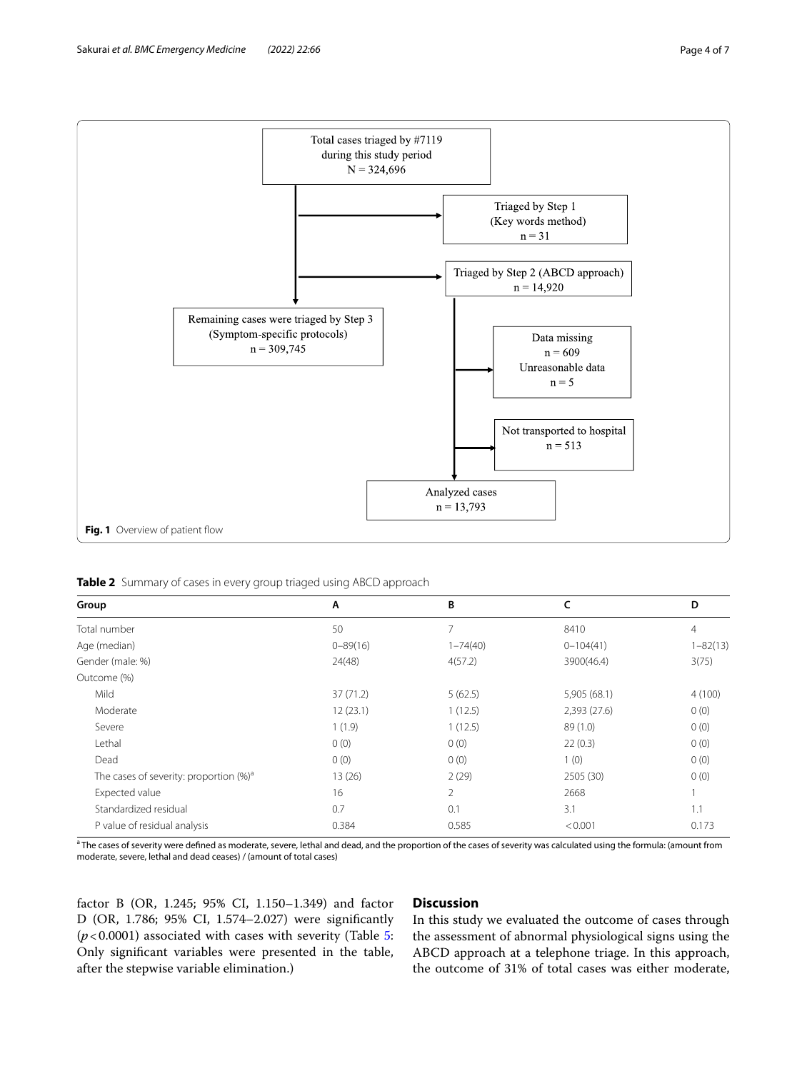Total cases triaged by #7119 during this study period N = 324,696

Triaged by Step 1 (Key words method) n = 31

Triaged by Step 2 (ABCD approach) n = 14,920

Remaining cases were triaged by Step 3 (Symptom-specific protocols) n = 309,745

Data missing n = 609 Unreasonable data n = 5

Not transported to hospital n = 513

Analyzed cases n = 13,793

**Fig. 1** Overview of patient flow

**Table 2** Summary of cases in every group triaged using ABCD approach

| Group | A | B | C | D |
|---|---|---|---|---|
| Total number | 50 | 7 | 8410 | 4 |
| Age (median) | 0–89(16) | 1–74(40) | 0–104(41) | 1–82(13) |
| Gender (male: %) | 24(48) | 4(57.2) | 3900(46.4) | 3(75) |
| Outcome (%) | | | | |
| Mild | 37 (71.2) | 5 (62.5) | 5,905 (68.1) | 4 (100) |
| Moderate | 12 (23.1) | 1 (12.5) | 2,393 (27.6) | 0 (0) |
| Severe | 1 (1.9) | 1 (12.5) | 89 (1.0) | 0 (0) |
| Lethal | 0 (0) | 0 (0) | 22 (0.3) | 0 (0) |
| Dead | 0 (0) | 0 (0) | 1 (0) | 0 (0) |
| The cases of severity: proportion (%)[a] | 13 (26) | 2 (29) | 2505 (30) | 0 (0) |
| Expected value | 16 | 2 | 2668 | 1 |
| Standardized residual | 0.7 | 0.1 | 3.1 | 1.1 |
| P value of residual analysis | 0.384 | 0.585 | <0.001 | 0.173 |

[a] The cases of severity were defined as moderate, severe, lethal and dead, and the proportion of the cases of severity was calculated using the formula: (amount from moderate, severe, lethal and dead ceases) / (amount of total cases)

factor B (OR, 1.245; 95% CI, 1.150–1.349) and factor D (OR, 1.786; 95% CI, 1.574–2.027) were significantly ($p < 0.0001$) associated with cases with severity (Table 5: Only significant variables were presented in the table, after the stepwise variable elimination.)

## Discussion

In this study we evaluated the outcome of cases through the assessment of abnormal physiological signs using the ABCD approach at a telephone triage. In this approach, the outcome of 31% of total cases was either moderate,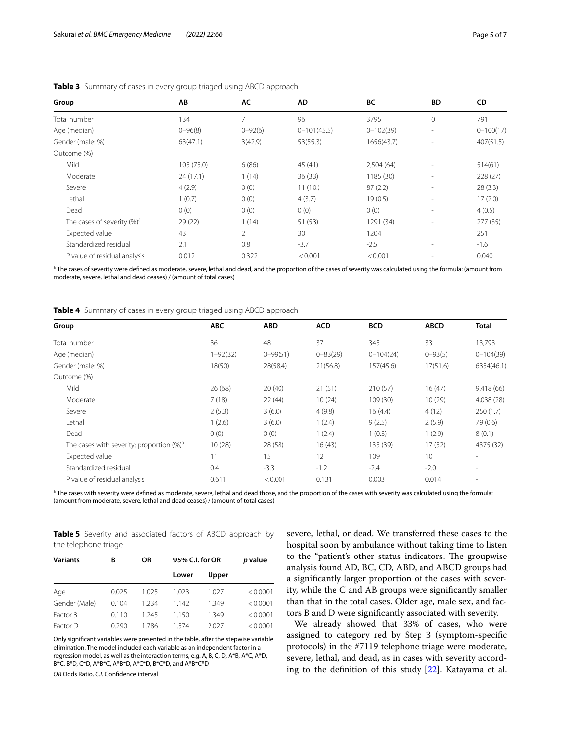**Table 3** Summary of cases in every group triaged using ABCD approach

| Group | AB | AC | AD | BC | BD | CD |
|---|---|---|---|---|---|---|
| Total number | 134 | 7 | 96 | 3795 | 0 | 791 |
| Age (median) | 0–96(8) | 0–92(6) | 0–101(45.5) | 0–102(39) | - | 0–100(17) |
| Gender (male: %) | 63(47.1) | 3(42.9) | 53(55.3) | 1656(43.7) | - | 407(51.5) |
| Outcome (%) | | | | | | |
| Mild | 105 (75.0) | 6 (86) | 45 (41) | 2,504 (64) | - | 514(61) |
| Moderate | 24 (17.1) | 1 (14) | 36 (33) | 1185 (30) | - | 228 (27) |
| Severe | 4 (2.9) | 0 (0) | 11 (10.) | 87 (2.2) | - | 28 (3.3) |
| Lethal | 1 (0.7) | 0 (0) | 4 (3.7) | 19 (0.5) | - | 17 (2.0) |
| Dead | 0 (0) | 0 (0) | 0 (0) | 0 (0) | - | 4 (0.5) |
| The cases of severity (%)[a] | 29 (22) | 1 (14) | 51 (53) | 1291 (34) | - | 277 (35) |
| Expected value | 43 | 2 | 30 | 1204 | | 251 |
| Standardized residual | 2.1 | 0.8 | -3.7 | -2.5 | - | -1.6 |
| P value of residual analysis | 0.012 | 0.322 | < 0.001 | < 0.001 | - | 0.040 |

[a] The cases of severity were defined as moderate, severe, lethal and dead, and the proportion of the cases of severity was calculated using the formula: (amount from moderate, severe, lethal and dead ceases) / (amount of total cases)

**Table 4** Summary of cases in every group triaged using ABCD approach

| Group | ABC | ABD | ACD | BCD | ABCD | Total |
|---|---|---|---|---|---|---|
| Total number | 36 | 48 | 37 | 345 | 33 | 13,793 |
| Age (median) | 1–92(32) | 0–99(51) | 0–83(29) | 0–104(24) | 0–93(5) | 0–104(39) |
| Gender (male: %) | 18(50) | 28(58.4) | 21(56.8) | 157(45.6) | 17(51.6) | 6354(46.1) |
| Outcome (%) | | | | | | |
| Mild | 26 (68) | 20 (40) | 21 (51) | 210 (57) | 16 (47) | 9,418 (66) |
| Moderate | 7 (18) | 22 (44) | 10 (24) | 109 (30) | 10 (29) | 4,038 (28) |
| Severe | 2 (5.3) | 3 (6.0) | 4 (9.8) | 16 (4.4) | 4 (12) | 250 (1.7) |
| Lethal | 1 (2.6) | 3 (6.0) | 1 (2.4) | 9 (2.5) | 2 (5.9) | 79 (0.6) |
| Dead | 0 (0) | 0 (0) | 1 (2.4) | 1 (0.3) | 1 (2.9) | 8 (0.1) |
| The cases with severity: proportion (%)[a] | 10 (28) | 28 (58) | 16 (43) | 135 (39) | 17 (52) | 4375 (32) |
| Expected value | 11 | 15 | 12 | 109 | 10 | - |
| Standardized residual | 0.4 | -3.3 | -1.2 | -2.4 | -2.0 | - |
| P value of residual analysis | 0.611 | < 0.001 | 0.131 | 0.003 | 0.014 | - |

[a] The cases with severity were defined as moderate, severe, lethal and dead those, and the proportion of the cases with severity was calculated using the formula: (amount from moderate, severe, lethal and dead ceases) / (amount of total cases)

**Table 5** Severity and associated factors of ABCD approach by the telephone triage

| Variants | B | OR | 95% C.I. for OR | | *p* value |
|---|---|---|---|---|---|
| | | | Lower | Upper | |
| Age | 0.025 | 1.025 | 1.023 | 1.027 | < 0.0001 |
| Gender (Male) | 0.104 | 1.234 | 1.142 | 1.349 | < 0.0001 |
| Factor B | 0.110 | 1.245 | 1.150 | 1.349 | < 0.0001 |
| Factor D | 0.290 | 1.786 | 1.574 | 2.027 | < 0.0001 |

Only significant variables were presented in the table, after the stepwise variable elimination. The model included each variable as an independent factor in a regression model, as well as the interaction terms, e.g. A, B, C, D, A*B, A*C, A*D, B*C, B*D, C*D, A*B*C, A*B*D, A*C*D, B*C*D, and A*B*C*D

*OR* Odds Ratio, *C.I.* Confidence interval

severe, lethal, or dead. We transferred these cases to the hospital soon by ambulance without taking time to listen to the "patient's other status indicators. The groupwise analysis found AD, BC, CD, ABD, and ABCD groups had a significantly larger proportion of the cases with severity, while the C and AB groups were significantly smaller than that in the total cases. Older age, male sex, and factors B and D were significantly associated with severity.

We already showed that 33% of cases, who were assigned to category red by Step 3 (symptom-specific protocols) in the #7119 telephone triage were moderate, severe, lethal, and dead, as in cases with severity according to the definition of this study [22]. Katayama et al.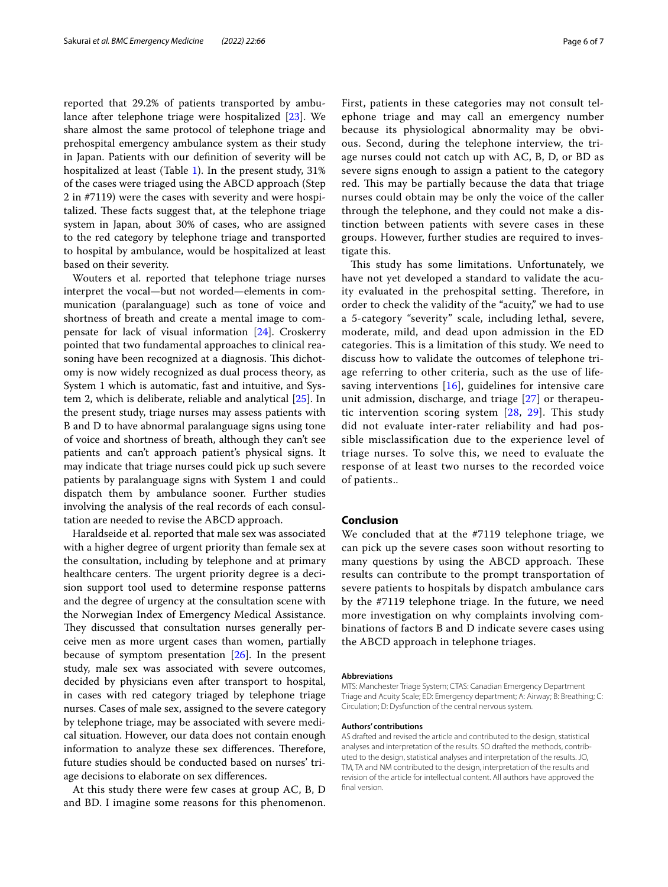reported that 29.2% of patients transported by ambulance after telephone triage were hospitalized [23]. We share almost the same protocol of telephone triage and prehospital emergency ambulance system as their study in Japan. Patients with our definition of severity will be hospitalized at least (Table 1). In the present study, 31% of the cases were triaged using the ABCD approach (Step 2 in #7119) were the cases with severity and were hospitalized. These facts suggest that, at the telephone triage system in Japan, about 30% of cases, who are assigned to the red category by telephone triage and transported to hospital by ambulance, would be hospitalized at least based on their severity.

Wouters et al. reported that telephone triage nurses interpret the vocal—but not worded—elements in communication (paralanguage) such as tone of voice and shortness of breath and create a mental image to compensate for lack of visual information [24]. Croskerry pointed that two fundamental approaches to clinical reasoning have been recognized at a diagnosis. This dichotomy is now widely recognized as dual process theory, as System 1 which is automatic, fast and intuitive, and System 2, which is deliberate, reliable and analytical [25]. In the present study, triage nurses may assess patients with B and D to have abnormal paralanguage signs using tone of voice and shortness of breath, although they can't see patients and can't approach patient's physical signs. It may indicate that triage nurses could pick up such severe patients by paralanguage signs with System 1 and could dispatch them by ambulance sooner. Further studies involving the analysis of the real records of each consultation are needed to revise the ABCD approach.

Haraldseide et al. reported that male sex was associated with a higher degree of urgent priority than female sex at the consultation, including by telephone and at primary healthcare centers. The urgent priority degree is a decision support tool used to determine response patterns and the degree of urgency at the consultation scene with the Norwegian Index of Emergency Medical Assistance. They discussed that consultation nurses generally perceive men as more urgent cases than women, partially because of symptom presentation [26]. In the present study, male sex was associated with severe outcomes, decided by physicians even after transport to hospital, in cases with red category triaged by telephone triage nurses. Cases of male sex, assigned to the severe category by telephone triage, may be associated with severe medical situation. However, our data does not contain enough information to analyze these sex differences. Therefore, future studies should be conducted based on nurses' triage decisions to elaborate on sex differences.

At this study there were few cases at group AC, B, D and BD. I imagine some reasons for this phenomenon. First, patients in these categories may not consult telephone triage and may call an emergency number because its physiological abnormality may be obvious. Second, during the telephone interview, the triage nurses could not catch up with AC, B, D, or BD as severe signs enough to assign a patient to the category red. This may be partially because the data that triage nurses could obtain may be only the voice of the caller through the telephone, and they could not make a distinction between patients with severe cases in these groups. However, further studies are required to investigate this.

This study has some limitations. Unfortunately, we have not yet developed a standard to validate the acuity evaluated in the prehospital setting. Therefore, in order to check the validity of the "acuity," we had to use a 5-category "severity" scale, including lethal, severe, moderate, mild, and dead upon admission in the ED categories. This is a limitation of this study. We need to discuss how to validate the outcomes of telephone triage referring to other criteria, such as the use of life-saving interventions [16], guidelines for intensive care unit admission, discharge, and triage [27] or therapeutic intervention scoring system [28, 29]. This study did not evaluate inter-rater reliability and had possible misclassification due to the experience level of triage nurses. To solve this, we need to evaluate the response of at least two nurses to the recorded voice of patients..

## Conclusion

We concluded that at the #7119 telephone triage, we can pick up the severe cases soon without resorting to many questions by using the ABCD approach. These results can contribute to the prompt transportation of severe patients to hospitals by dispatch ambulance cars by the #7119 telephone triage. In the future, we need more investigation on why complaints involving combinations of factors B and D indicate severe cases using the ABCD approach in telephone triages.

#### Abbreviations

MTS: Manchester Triage System; CTAS: Canadian Emergency Department Triage and Acuity Scale; ED: Emergency department; A: Airway; B: Breathing; C: Circulation; D: Dysfunction of the central nervous system.

#### Authors' contributions

AS drafted and revised the article and contributed to the design, statistical analyses and interpretation of the results. SO drafted the methods, contributed to the design, statistical analyses and interpretation of the results. JO, TM, TA and NM contributed to the design, interpretation of the results and revision of the article for intellectual content. All authors have approved the final version.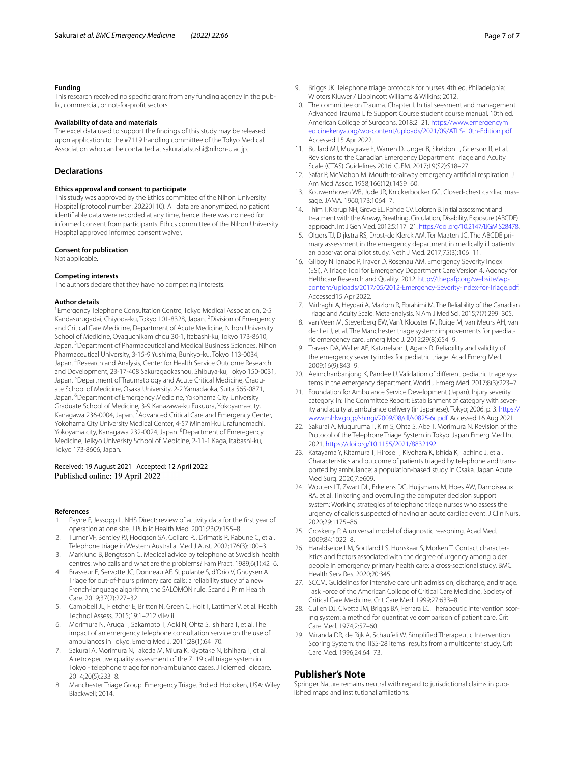#### Funding

This research received no specific grant from any funding agency in the public, commercial, or not-for-profit sectors.

#### Availability of data and materials

The excel data used to support the findings of this study may be released upon application to the #7119 handling committee of the Tokyo Medical Association who can be contacted at sakurai.atsushi@nihon-u.ac.jp.

## Declarations

#### Ethics approval and consent to participate

This study was approved by the Ethics committee of the Nihon University Hospital (protocol number: 20220110). All data are anonymized, no patient identifiable data were recorded at any time, hence there was no need for informed consent from participants. Ethics committee of the Nihon University Hospital approved informed consent waiver.

#### Consent for publication

Not applicable.

#### Competing interests

The authors declare that they have no competing interests.

#### Author details

[1]Emergency Telephone Consultation Centre, Tokyo Medical Association, 2-5 Kandasurugadai, Chiyoda-ku, Tokyo 101-8328, Japan. [2]Division of Emergency and Critical Care Medicine, Department of Acute Medicine, Nihon University School of Medicine, Oyaguchikamichou 30-1, Itabashi-ku, Tokyo 173-8610, Japan. [3]Department of Pharmaceutical and Medical Business Sciences, Nihon Pharmaceutical University, 3-15-9 Yushima, Bunkyo-ku, Tokyo 113-0034, Japan. [4]Research and Analysis, Center for Health Service Outcome Research and Development, 23-17-408 Sakuragaokashou, Shibuya-ku, Tokyo 150-0031, Japan. [5]Department of Traumatology and Acute Critical Medicine, Graduate School of Medicine, Osaka University, 2-2 Yamadaoka, Suita 565-0871, Japan. [6]Department of Emergency Medicine, Yokohama City University Graduate School of Medicine, 3-9 Kanazawa-ku Fukuura, Yokoyama-city, Kanagawa 236-0004, Japan. [7]Advanced Critical Care and Emergency Center, Yokohama City University Medical Center, 4-57 Minami-ku Urafunemachi, Yokoyama city, Kanagawa 232-0024, Japan. [8]Department of Emeregency Medicine, Teikyo Univeristy School of Medicine, 2-11-1 Kaga, Itabashi-ku, Tokyo 173-8606, Japan.

Received: 19 August 2021 Accepted: 12 April 2022
Published online: 19 April 2022

#### References

1. Payne F, Jessopp L. NHS Direct: review of activity data for the first year of operation at one site. J Public Health Med. 2001;23(2):155–8.
2. Turner VF, Bentley PJ, Hodgson SA, Collard PJ, Drimatis R, Rabune C, et al. Telephone triage in Western Australia. Med J Aust. 2002;176(3):100–3.
3. Marklund B, Bengtsson C. Medical advice by telephone at Swedish health centres: who calls and what are the problems? Fam Pract. 1989;6(1):42–6.
4. Brasseur E, Servotte JC, Donneau AF, Stipulante S, d'Orio V, Ghuysen A. Triage for out-of-hours primary care calls: a reliability study of a new French-language algorithm, the SALOMON rule. Scand J Prim Health Care. 2019;37(2):227–32.
5. Campbell JL, Fletcher E, Britten N, Green C, Holt T, Lattimer V, et al. Health Technol Assess. 2015;19:1–212 vii-viii.
6. Morimura N, Aruga T, Sakamoto T, Aoki N, Ohta S, Ishihara T, et al. The impact of an emergency telephone consultation service on the use of ambulances in Tokyo. Emerg Med J. 2011;28(1):64–70.
7. Sakurai A, Morimura N, Takeda M, Miura K, Kiyotake N, Ishihara T, et al. A retrospective quality assessment of the 7119 call triage system in Tokyo - telephone triage for non-ambulance cases. J Telemed Telecare. 2014;20(5):233–8.
8. Manchester Triage Group. Emergency Triage. 3rd ed. Hoboken, USA: Wiley Blackwell; 2014.
9. Briggs JK. Telephone triage protocols for nurses. 4th ed. Philadeiphia: Wloters Kluwer / Lippincott Williams & Wilkins; 2012.
10. The committee on Trauma. Chapter I. Initial seesment and management Advanced Trauma Life Support Course student course manual. 10th ed. American College of Surgeons. 2018:2–21. https://www.emergencymedicinekenya.org/wp-content/uploads/2021/09/ATLS-10th-Edition.pdf. Accessed 15 Apr 2022.
11. Bullard MJ, Musgrave E, Warren D, Unger B, Skeldon T, Grierson R, et al. Revisions to the Canadian Emergency Department Triage and Acuity Scale (CTAS) Guidelines 2016. CJEM. 2017;19(S2):S18–27.
12. Safar P, McMahon M. Mouth-to-airway emergency artificial respiration. J Am Med Assoc. 1958;166(12):1459–60.
13. Kouwenhoven WB, Jude JR, Knickerbocker GG. Closed-chest cardiac massage. JAMA. 1960;173:1064–7.
14. Thim T, Krarup NH, Grove EL, Rohde CV, Lofgren B. Initial assessment and treatment with the Airway, Breathing, Circulation, Disability, Exposure (ABCDE) approach. Int J Gen Med. 2012;5:117–21. https://doi.org/10.2147/IJGM.S28478.
15. Olgers TJ, Dijkstra RS, Drost-de Klerck AM, Ter Maaten JC. The ABCDE primary assessment in the emergency department in medically ill patients: an observational pilot study. Neth J Med. 2017;75(3):106–11.
16. Gilboy N Tanabe P, Traver D. Rosenau AM. Emergency Severity Index (ESI), A Triage Tool for Emergency Department Care Version 4. Agency for Helthcare Research and Quality. 2012. http://thepafp.org/website/wp-content/uploads/2017/05/2012-Emergency-Severity-Index-for-Triage.pdf. Accessed15 Apr 2022.
17. Mirhaghi A, Heydari A, Mazlom R, Ebrahimi M. The Reliability of the Canadian Triage and Acuity Scale: Meta-analysis. N Am J Med Sci. 2015;7(7):299–305.
18. van Veen M, Steyerberg EW, Van't Klooster M, Ruige M, van Meurs AH, van der Lei J, et al. The Manchester triage system: improvements for paediatric emergency care. Emerg Med J. 2012;29(8):654–9.
19. Travers DA, Waller AE, Katznelson J, Agans R. Reliability and validity of the emergency severity index for pediatric triage. Acad Emerg Med. 2009;16(9):843–9.
20. Aeimchanbanjong K, Pandee U. Validation of different pediatric triage systems in the emergency department. World J Emerg Med. 2017;8(3):223–7.
21. Foundation for Ambulance Service Development (Japan). Injury severity category. In: The Committee Report: Establishment of category with severity and acuity at ambulance delivery (in Japanese). Tokyo; 2006. p. 3. https://www.mhlw.go.jp/shingi/2009/08/dl/s0825-6c.pdf. Accessed 16 Aug 2021.
22. Sakurai A, Muguruma T, Kim S, Ohta S, Abe T, Morimura N. Revision of the Protocol of the Telephone Triage System in Tokyo. Japan Emerg Med Int. 2021. https://doi.org/10.1155/2021/8832192.
23. Katayama Y, Kitamura T, Hirose T, Kiyohara K, Ishida K, Tachino J, et al. Characteristics and outcome of patients triaged by telephone and transported by ambulance: a population-based study in Osaka. Japan Acute Med Surg. 2020;7:e609.
24. Wouters LT, Zwart DL, Erkelens DC, Huijsmans M, Hoes AW, Damoiseaux RA, et al. Tinkering and overruling the computer decision support system: Working strategies of telephone triage nurses who assess the urgency of callers suspected of having an acute cardiac event. J Clin Nurs. 2020;29:1175–86.
25. Croskerry P. A universal model of diagnostic reasoning. Acad Med. 2009;84:1022–8.
26. Haraldseide LM, Sortland LS, Hunskaar S, Morken T. Contact characteristics and factors associated with the degree of urgency among older people in emergency primary health care: a cross-sectional study. BMC Health Serv Res. 2020;20:345.
27. SCCM. Guidelines for intensive care unit admission, discharge, and triage. Task Force of the American College of Critical Care Medicine, Society of Critical Care Medicine. Crit Care Med. 1999;27:633–8.
28. Cullen DJ, Civetta JM, Briggs BA, Ferrara LC. Therapeutic intervention scoring system: a method for quantitative comparison of patient care. Crit Care Med. 1974;2:57–60.
29. Miranda DR, de Rijk A, Schaufeli W. Simplified Therapeutic Intervention Scoring System: the TISS-28 items–results from a multicenter study. Crit Care Med. 1996;24:64–73.

## Publisher's Note

Springer Nature remains neutral with regard to jurisdictional claims in published maps and institutional affiliations.